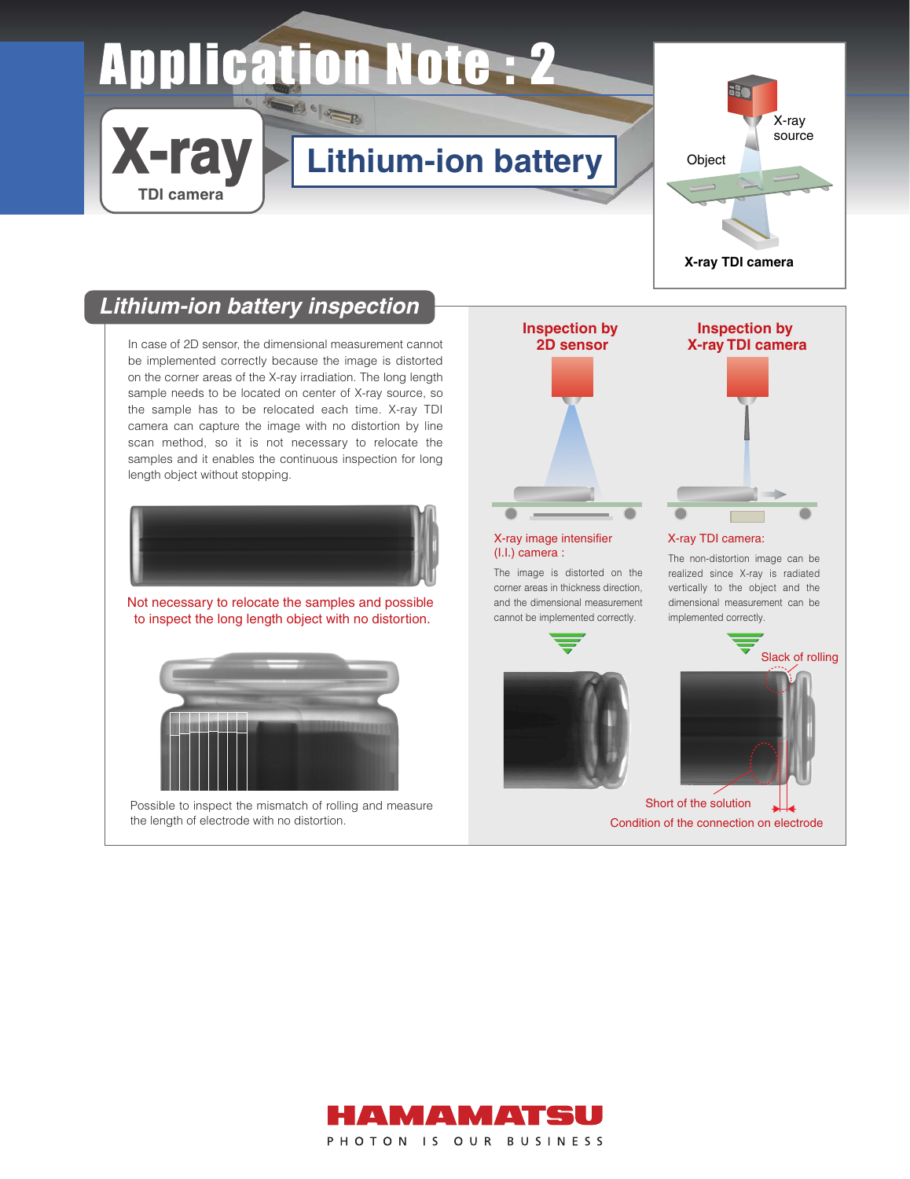# Application Note : 2

**X-ray** TDI camera

## Lithium-ion battery

X-ray source

Object

**X-ray TDI camera**

## *Lithium-ion battery inspection*

In case of 2D sensor, the dimensional measurement cannot be implemented correctly because the image is distorted on the corner areas of the X-ray irradiation. The long length sample needs to be located on center of X-ray source, so the sample has to be relocated each time. X-ray TDI camera can capture the image with no distortion by line scan method, so it is not necessary to relocate the samples and it enables the continuous inspection for long length object without stopping.

Not necessary to relocate the samples and possible to inspect the long length object with no distortion.

Possible to inspect the mismatch of rolling and measure the length of electrode with no distortion.

### Inspection by 2D sensor

X-ray image intensifier (I.I.) camera :

The image is distorted on the corner areas in thickness direction, and the dimensional measurement cannot be implemented correctly.

### Inspection by X-ray TDI camera

X-ray TDI camera:

The non-distortion image can be realized since X-ray is radiated vertically to the object and the dimensional measurement can be implemented correctly.

Slack of rolling

Short of the solution

Condition of the connection on electrode

**HAMAMATSU**

PHOTON IS OUR BUSINESS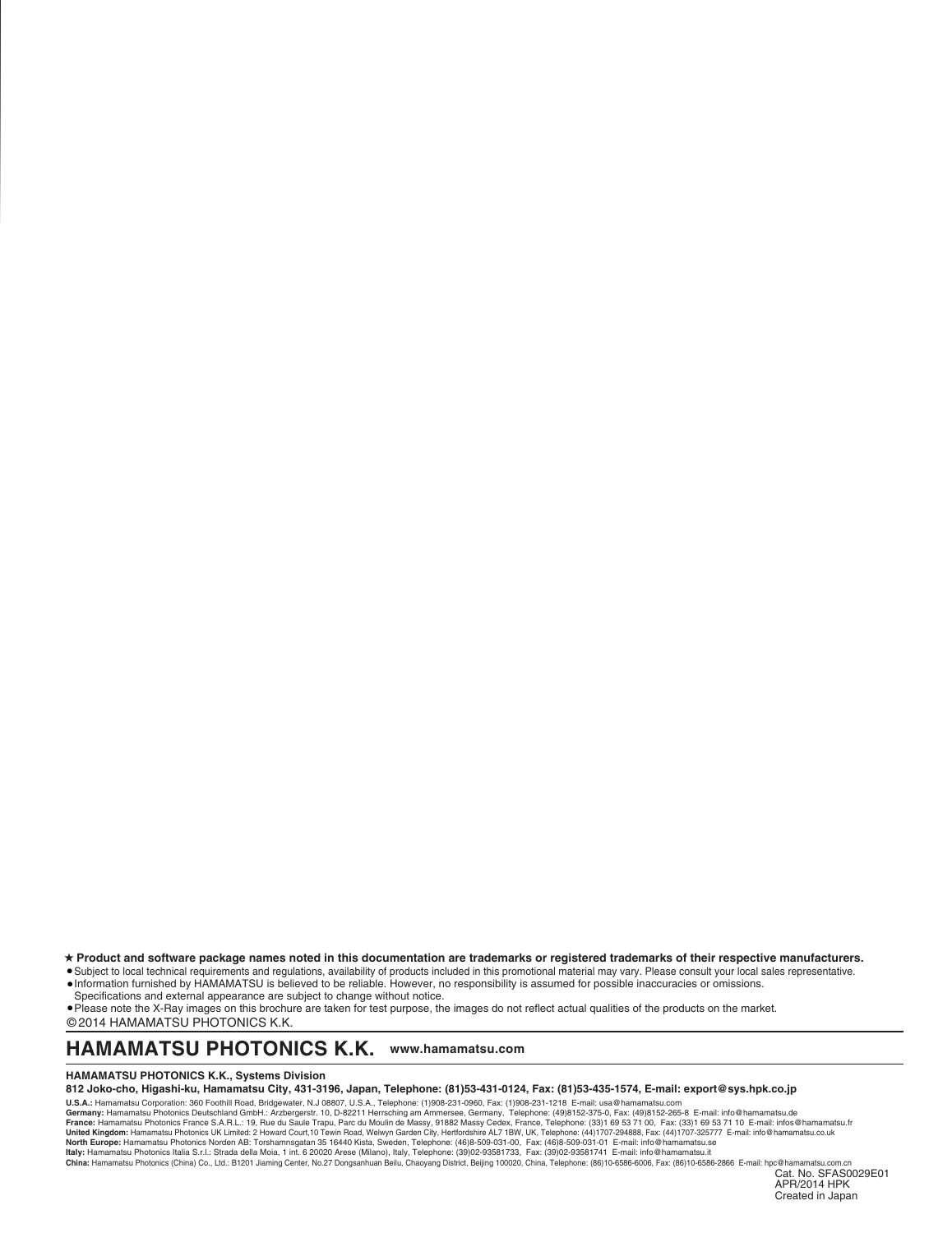★ **Product and software package names noted in this documentation are trademarks or registered trademarks of their respective manufacturers.**

- Subject to local technical requirements and regulations, availability of products included in this promotional material may vary. Please consult your local sales representative.
- Information furnished by HAMAMATSU is believed to be reliable. However, no responsibility is assumed for possible inaccuracies or omissions. Specifications and external appearance are subject to change without notice.
- Please note the X-Ray images on this brochure are taken for test purpose, the images do not reflect actual qualities of the products on the market.

©2014 HAMAMATSU PHOTONICS K.K.

# HAMAMATSU PHOTONICS K.K. www.hamamatsu.com

**HAMAMATSU PHOTONICS K.K., Systems Division**

**812 Joko-cho, Higashi-ku, Hamamatsu City, 431-3196, Japan, Telephone: (81)53-431-0124, Fax: (81)53-435-1574, E-mail: export@sys.hpk.co.jp**

**U.S.A.:** Hamamatsu Corporation: 360 Foothill Road, Bridgewater, N.J 08807, U.S.A., Telephone: (1)908-231-0960, Fax: (1)908-231-1218 E-mail: usa@hamamatsu.com
**Germany:** Hamamatsu Photonics Deutschland GmbH.: Arzbergerstr. 10, D-82211 Herrsching am Ammersee, Germany, Telephone: (49)8152-375-0, Fax: (49)8152-265-8 E-mail: info@hamamatsu.de
**France:** Hamamatsu Photonics France S.A.R.L.: 19, Rue du Saule Trapu, Parc du Moulin de Massy, 91882 Massy Cedex, France, Telephone: (33)1 69 53 71 00, Fax: (33)1 69 53 71 10 E-mail: infos@hamamatsu.fr
**United Kingdom:** Hamamatsu Photonics UK Limited: 2 Howard Court,10 Tewin Road, Welwyn Garden City, Hertfordshire AL7 1BW, UK, Telephone: (44)1707-294888, Fax: (44)1707-325777 E-mail: info@hamamatsu.co.uk
**North Europe:** Hamamatsu Photonics Norden AB: Torshamnsgatan 35 16440 Kista, Sweden, Telephone: (46)8-509-031-00, Fax: (46)8-509-031-01 E-mail: info@hamamatsu.se
**Italy:** Hamamatsu Photonics Italia S.r.l.: Strada della Moia, 1 int. 6 20020 Arese (Milano), Italy, Telephone: (39)02-93581733, Fax: (39)02-93581741 E-mail: info@hamamatsu.it
**China:** Hamamatsu Photonics (China) Co., Ltd.: B1201 Jiaming Center, No.27 Dongsanhuan Beilu, Chaoyang District, Beijing 100020, China, Telephone: (86)10-6586-6006, Fax: (86)10-6586-2866 E-mail: hpc@hamamatsu.com.cn

Cat. No. SFAS0029E01
APR/2014 HPK
Created in Japan